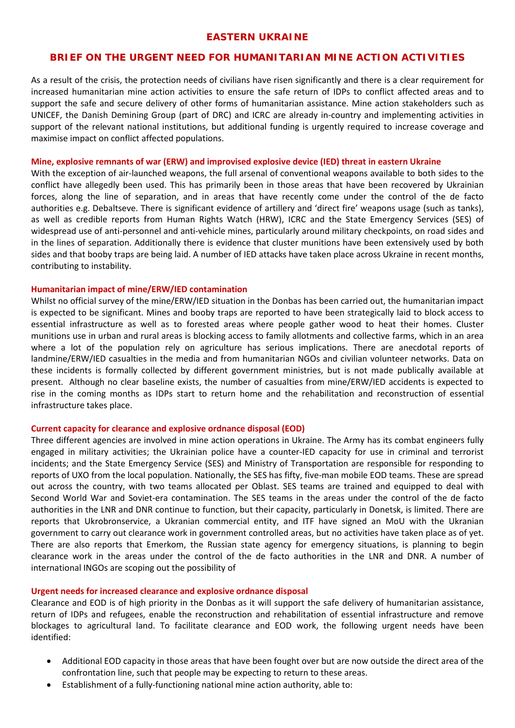# EASTERN UKRAINE

## BRIEF ON THE URGENT NEED FOR HUMANITARIAN MINE ACTION ACTIVITIES

As a result of the crisis, the protection needs of civilians have risen significantly and there is a clear requirement for increased humanitarian mine action activities to ensure the safe return of IDPs to conflict affected areas and to support the safe and secure delivery of other forms of humanitarian assistance. Mine action stakeholders such as UNICEF, the Danish Demining Group (part of DRC) and ICRC are already in-country and implementing activities in support of the relevant national institutions, but additional funding is urgently required to increase coverage and maximise impact on conflict affected populations.

### Mine, explosive remnants of war (ERW) and improvised explosive device (IED) threat in eastern Ukraine

With the exception of air-launched weapons, the full arsenal of conventional weapons available to both sides to the conflict have allegedly been used. This has primarily been in those areas that have been recovered by Ukrainian forces, along the line of separation, and in areas that have recently come under the control of the de facto authorities e.g. Debaltseve. There is significant evidence of artillery and 'direct fire' weapons usage (such as tanks), as well as credible reports from Human Rights Watch (HRW), ICRC and the State Emergency Services (SES) of widespread use of anti-personnel and anti-vehicle mines, particularly around military checkpoints, on road sides and in the lines of separation. Additionally there is evidence that cluster munitions have been extensively used by both sides and that booby traps are being laid. A number of IED attacks have taken place across Ukraine in recent months, contributing to instability.

### Humanitarian impact of mine/ERW/IED contamination

Whilst no official survey of the mine/ERW/IED situation in the Donbas has been carried out, the humanitarian impact is expected to be significant. Mines and booby traps are reported to have been strategically laid to block access to essential infrastructure as well as to forested areas where people gather wood to heat their homes. Cluster munitions use in urban and rural areas is blocking access to family allotments and collective farms, which in an area where a lot of the population rely on agriculture has serious implications. There are anecdotal reports of landmine/ERW/IED casualties in the media and from humanitarian NGOs and civilian volunteer networks. Data on these incidents is formally collected by different government ministries, but is not made publically available at present. Although no clear baseline exists, the number of casualties from mine/ERW/IED accidents is expected to rise in the coming months as IDPs start to return home and the rehabilitation and reconstruction of essential infrastructure takes place.

### Current capacity for clearance and explosive ordnance disposal (EOD)

Three different agencies are involved in mine action operations in Ukraine. The Army has its combat engineers fully engaged in military activities; the Ukrainian police have a counter-IED capacity for use in criminal and terrorist incidents; and the State Emergency Service (SES) and Ministry of Transportation are responsible for responding to reports of UXO from the local population. Nationally, the SES has fifty, five-man mobile EOD teams. These are spread out across the country, with two teams allocated per Oblast. SES teams are trained and equipped to deal with Second World War and Soviet-era contamination. The SES teams in the areas under the control of the de facto authorities in the LNR and DNR continue to function, but their capacity, particularly in Donetsk, is limited. There are reports that Ukrobronservice, a Ukranian commercial entity, and ITF have signed an MoU with the Ukranian government to carry out clearance work in government controlled areas, but no activities have taken place as of yet. There are also reports that Emerkom, the Russian state agency for emergency situations, is planning to begin clearance work in the areas under the control of the de facto authorities in the LNR and DNR. A number of international INGOs are scoping out the possibility of

### Urgent needs for increased clearance and explosive ordnance disposal

Clearance and EOD is of high priority in the Donbas as it will support the safe delivery of humanitarian assistance, return of IDPs and refugees, enable the reconstruction and rehabilitation of essential infrastructure and remove blockages to agricultural land. To facilitate clearance and EOD work, the following urgent needs have been identified:

- Additional EOD capacity in those areas that have been fought over but are now outside the direct area of the confrontation line, such that people may be expecting to return to these areas.
- Establishment of a fully-functioning national mine action authority, able to: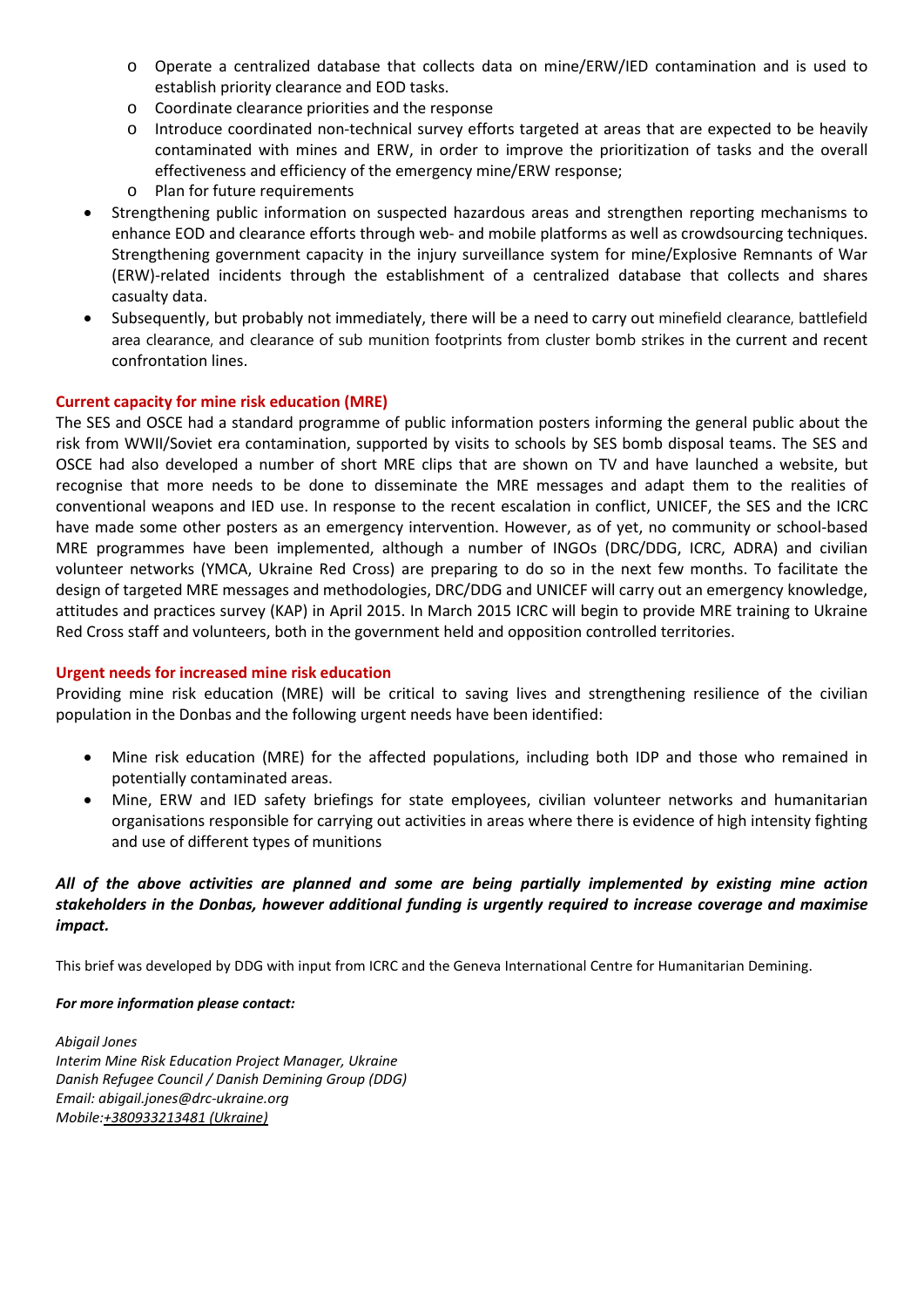- Operate a centralized database that collects data on mine/ERW/IED contamination and is used to establish priority clearance and EOD tasks.
    - Coordinate clearance priorities and the response
    - Introduce coordinated non-technical survey efforts targeted at areas that are expected to be heavily contaminated with mines and ERW, in order to improve the prioritization of tasks and the overall effectiveness and efficiency of the emergency mine/ERW response;
    - Plan for future requirements
- Strengthening public information on suspected hazardous areas and strengthen reporting mechanisms to enhance EOD and clearance efforts through web- and mobile platforms as well as crowdsourcing techniques. Strengthening government capacity in the injury surveillance system for mine/Explosive Remnants of War (ERW)-related incidents through the establishment of a centralized database that collects and shares casualty data.
- Subsequently, but probably not immediately, there will be a need to carry out minefield clearance, battlefield area clearance, and clearance of sub munition footprints from cluster bomb strikes in the current and recent confrontation lines.

### Current capacity for mine risk education (MRE)

The SES and OSCE had a standard programme of public information posters informing the general public about the risk from WWII/Soviet era contamination, supported by visits to schools by SES bomb disposal teams. The SES and OSCE had also developed a number of short MRE clips that are shown on TV and have launched a website, but recognise that more needs to be done to disseminate the MRE messages and adapt them to the realities of conventional weapons and IED use. In response to the recent escalation in conflict, UNICEF, the SES and the ICRC have made some other posters as an emergency intervention. However, as of yet, no community or school-based MRE programmes have been implemented, although a number of INGOs (DRC/DDG, ICRC, ADRA) and civilian volunteer networks (YMCA, Ukraine Red Cross) are preparing to do so in the next few months. To facilitate the design of targeted MRE messages and methodologies, DRC/DDG and UNICEF will carry out an emergency knowledge, attitudes and practices survey (KAP) in April 2015. In March 2015 ICRC will begin to provide MRE training to Ukraine Red Cross staff and volunteers, both in the government held and opposition controlled territories.

### Urgent needs for increased mine risk education

Providing mine risk education (MRE) will be critical to saving lives and strengthening resilience of the civilian population in the Donbas and the following urgent needs have been identified:

- Mine risk education (MRE) for the affected populations, including both IDP and those who remained in potentially contaminated areas.
- Mine, ERW and IED safety briefings for state employees, civilian volunteer networks and humanitarian organisations responsible for carrying out activities in areas where there is evidence of high intensity fighting and use of different types of munitions

***All of the above activities are planned and some are being partially implemented by existing mine action stakeholders in the Donbas, however additional funding is urgently required to increase coverage and maximise impact.***

This brief was developed by DDG with input from ICRC and the Geneva International Centre for Humanitarian Demining.

***For more information please contact:***

*Abigail Jones*
*Interim Mine Risk Education Project Manager, Ukraine*
*Danish Refugee Council / Danish Demining Group (DDG)*
*Email: abigail.jones@drc-ukraine.org*
*Mobile:+380933213481 (Ukraine)*